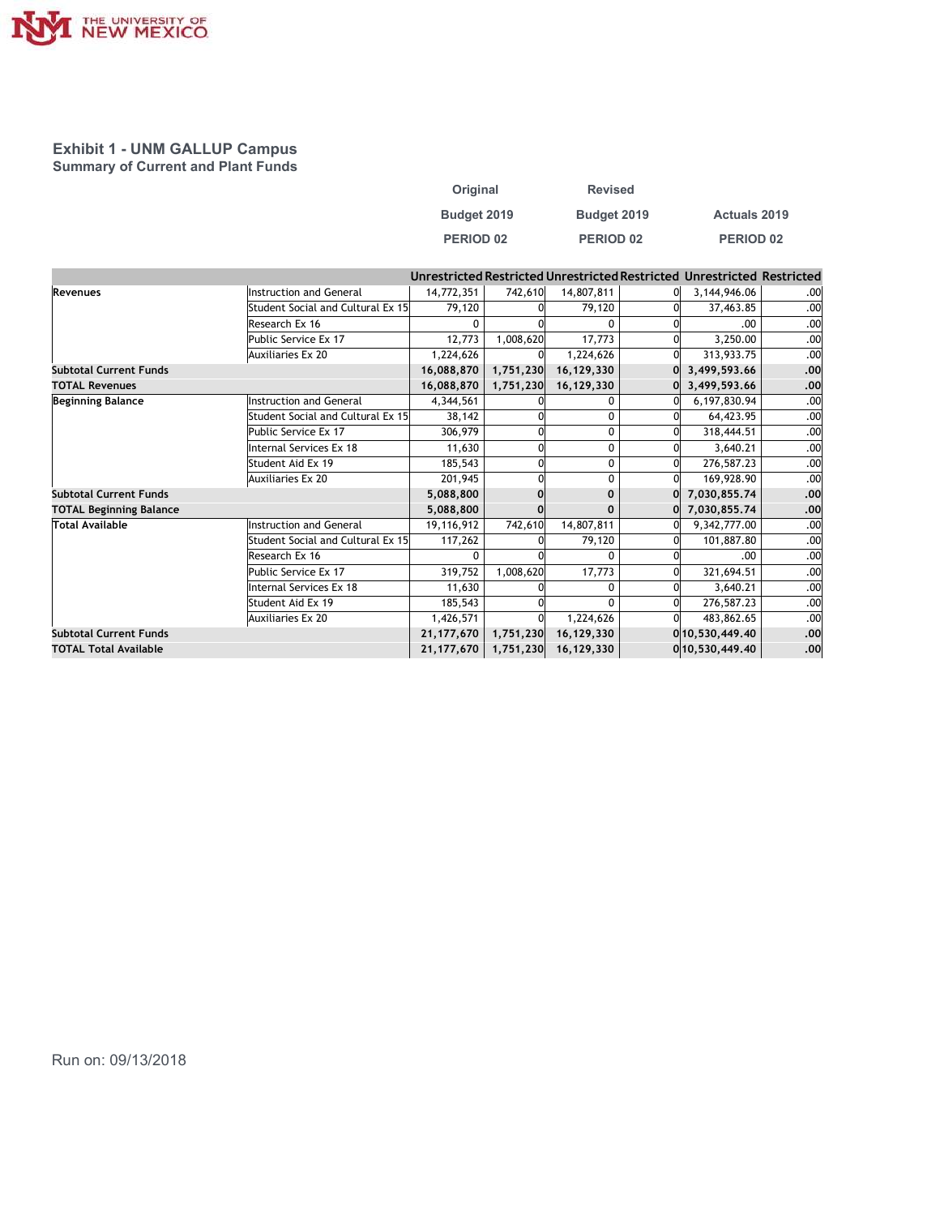## Exhibit 1 - UNM GALLUP Campus
### Summary of Current and Plant Funds

| | | Original Budget 2019 PERIOD 02 | | Revised Budget 2019 PERIOD 02 | | Actuals 2019 PERIOD 02 | |
|---|---|---|---|---|---|---|---|
| | | Unrestricted | Restricted | Unrestricted | Restricted | Unrestricted | Restricted |
| Revenues | Instruction and General | 14,772,351 | 742,610 | 14,807,811 | 0 | 3,144,946.06 | .00 |
| | Student Social and Cultural Ex 15 | 79,120 | 0 | 79,120 | 0 | 37,463.85 | .00 |
| | Research Ex 16 | 0 | 0 | 0 | 0 | .00 | .00 |
| | Public Service Ex 17 | 12,773 | 1,008,620 | 17,773 | 0 | 3,250.00 | .00 |
| | Auxiliaries Ex 20 | 1,224,626 | 0 | 1,224,626 | 0 | 313,933.75 | .00 |
| **Subtotal Current Funds** | | **16,088,870** | **1,751,230** | **16,129,330** | **0** | **3,499,593.66** | **.00** |
| **TOTAL Revenues** | | **16,088,870** | **1,751,230** | **16,129,330** | **0** | **3,499,593.66** | **.00** |
| Beginning Balance | Instruction and General | 4,344,561 | 0 | 0 | 0 | 6,197,830.94 | .00 |
| | Student Social and Cultural Ex 15 | 38,142 | 0 | 0 | 0 | 64,423.95 | .00 |
| | Public Service Ex 17 | 306,979 | 0 | 0 | 0 | 318,444.51 | .00 |
| | Internal Services Ex 18 | 11,630 | 0 | 0 | 0 | 3,640.21 | .00 |
| | Student Aid Ex 19 | 185,543 | 0 | 0 | 0 | 276,587.23 | .00 |
| | Auxiliaries Ex 20 | 201,945 | 0 | 0 | 0 | 169,928.90 | .00 |
| **Subtotal Current Funds** | | **5,088,800** | **0** | **0** | **0** | **7,030,855.74** | **.00** |
| **TOTAL Beginning Balance** | | **5,088,800** | **0** | **0** | **0** | **7,030,855.74** | **.00** |
| Total Available | Instruction and General | 19,116,912 | 742,610 | 14,807,811 | 0 | 9,342,777.00 | .00 |
| | Student Social and Cultural Ex 15 | 117,262 | 0 | 79,120 | 0 | 101,887.80 | .00 |
| | Research Ex 16 | 0 | 0 | 0 | 0 | .00 | .00 |
| | Public Service Ex 17 | 319,752 | 1,008,620 | 17,773 | 0 | 321,694.51 | .00 |
| | Internal Services Ex 18 | 11,630 | 0 | 0 | 0 | 3,640.21 | .00 |
| | Student Aid Ex 19 | 185,543 | 0 | 0 | 0 | 276,587.23 | .00 |
| | Auxiliaries Ex 20 | 1,426,571 | 0 | 1,224,626 | 0 | 483,862.65 | .00 |
| **Subtotal Current Funds** | | **21,177,670** | **1,751,230** | **16,129,330** | **0** | **10,530,449.40** | **.00** |
| **TOTAL Total Available** | | **21,177,670** | **1,751,230** | **16,129,330** | **0** | **10,530,449.40** | **.00** |

Run on: 09/13/2018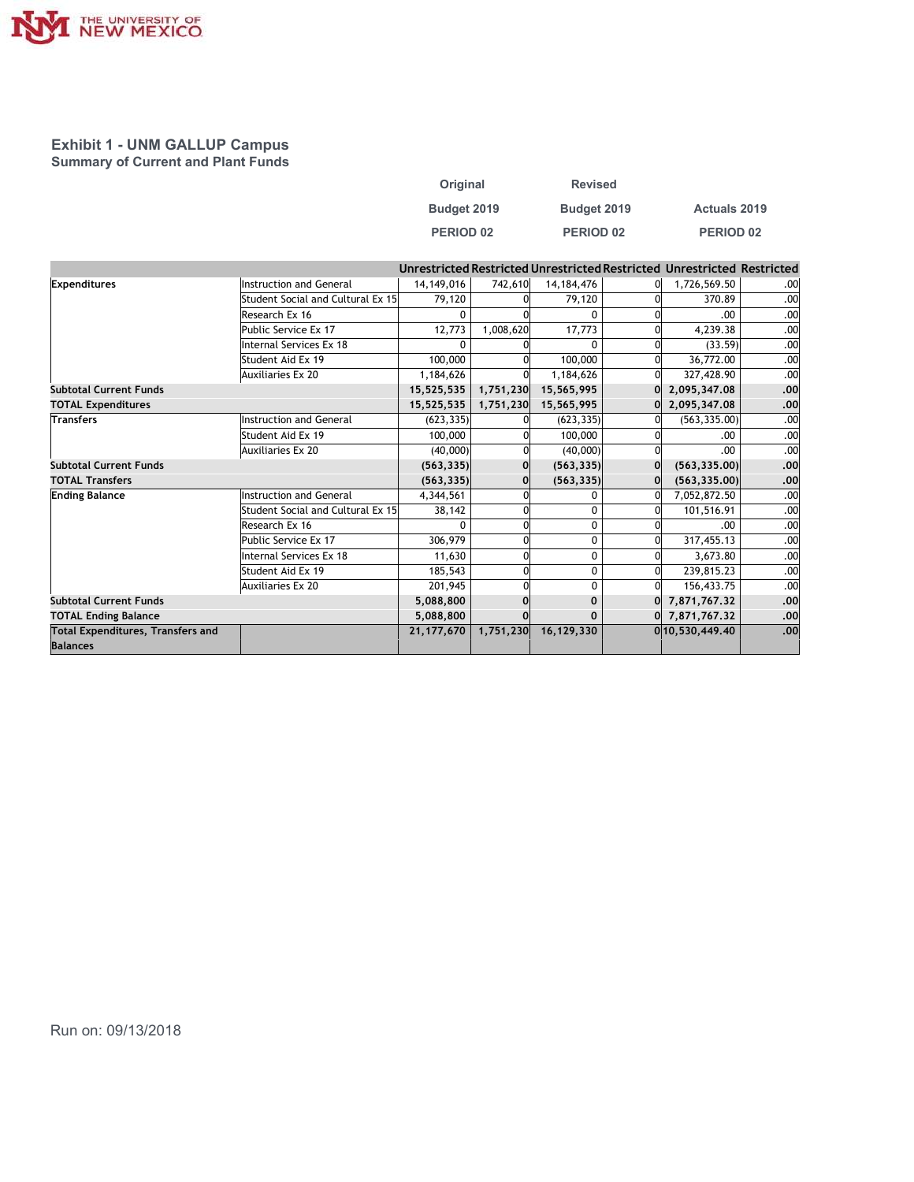## Exhibit 1 - UNM GALLUP Campus

### Summary of Current and Plant Funds

| | | Original Budget 2019 PERIOD 02 | | Revised Budget 2019 PERIOD 02 | | Actuals 2019 PERIOD 02 | |
|---|---|---|---|---|---|---|---|
| | | Unrestricted | Restricted | Unrestricted | Restricted | Unrestricted | Restricted |
| **Expenditures** | Instruction and General | 14,149,016 | 742,610 | 14,184,476 | 0 | 1,726,569.50 | .00 |
| | Student Social and Cultural Ex 15 | 79,120 | 0 | 79,120 | 0 | 370.89 | .00 |
| | Research Ex 16 | 0 | 0 | 0 | 0 | .00 | .00 |
| | Public Service Ex 17 | 12,773 | 1,008,620 | 17,773 | 0 | 4,239.38 | .00 |
| | Internal Services Ex 18 | 0 | 0 | 0 | 0 | (33.59) | .00 |
| | Student Aid Ex 19 | 100,000 | 0 | 100,000 | 0 | 36,772.00 | .00 |
| | Auxiliaries Ex 20 | 1,184,626 | 0 | 1,184,626 | 0 | 327,428.90 | .00 |
| **Subtotal Current Funds** | | **15,525,535** | **1,751,230** | **15,565,995** | **0** | **2,095,347.08** | **.00** |
| **TOTAL Expenditures** | | **15,525,535** | **1,751,230** | **15,565,995** | **0** | **2,095,347.08** | **.00** |
| **Transfers** | Instruction and General | (623,335) | 0 | (623,335) | 0 | (563,335.00) | .00 |
| | Student Aid Ex 19 | 100,000 | 0 | 100,000 | 0 | .00 | .00 |
| | Auxiliaries Ex 20 | (40,000) | 0 | (40,000) | 0 | .00 | .00 |
| **Subtotal Current Funds** | | **(563,335)** | **0** | **(563,335)** | **0** | **(563,335.00)** | **.00** |
| **TOTAL Transfers** | | **(563,335)** | **0** | **(563,335)** | **0** | **(563,335.00)** | **.00** |
| **Ending Balance** | Instruction and General | 4,344,561 | 0 | 0 | 0 | 7,052,872.50 | .00 |
| | Student Social and Cultural Ex 15 | 38,142 | 0 | 0 | 0 | 101,516.91 | .00 |
| | Research Ex 16 | 0 | 0 | 0 | 0 | .00 | .00 |
| | Public Service Ex 17 | 306,979 | 0 | 0 | 0 | 317,455.13 | .00 |
| | Internal Services Ex 18 | 11,630 | 0 | 0 | 0 | 3,673.80 | .00 |
| | Student Aid Ex 19 | 185,543 | 0 | 0 | 0 | 239,815.23 | .00 |
| | Auxiliaries Ex 20 | 201,945 | 0 | 0 | 0 | 156,433.75 | .00 |
| **Subtotal Current Funds** | | **5,088,800** | **0** | **0** | **0** | **7,871,767.32** | **.00** |
| **TOTAL Ending Balance** | | **5,088,800** | **0** | **0** | **0** | **7,871,767.32** | **.00** |
| **Total Expenditures, Transfers and Balances** | | **21,177,670** | **1,751,230** | **16,129,330** | **0** | **10,530,449.40** | **.00** |

Run on: 09/13/2018